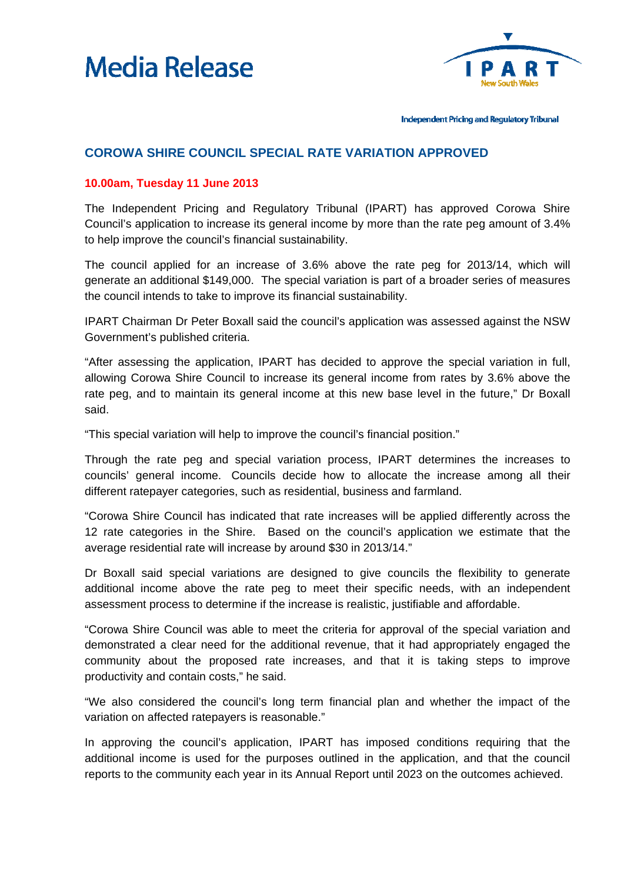# Media Release

IPART New South Wales

Independent Pricing and Regulatory Tribunal

## CORОWA SHIRE COUNCIL SPECIAL RATE VARIATION APPROVED

**10.00am, Tuesday 11 June 2013**

The Independent Pricing and Regulatory Tribunal (IPART) has approved Corowa Shire Council's application to increase its general income by more than the rate peg amount of 3.4% to help improve the council's financial sustainability.

The council applied for an increase of 3.6% above the rate peg for 2013/14, which will generate an additional $149,000. The special variation is part of a broader series of measures the council intends to take to improve its financial sustainability.

IPART Chairman Dr Peter Boxall said the council's application was assessed against the NSW Government's published criteria.

"After assessing the application, IPART has decided to approve the special variation in full, allowing Corowa Shire Council to increase its general income from rates by 3.6% above the rate peg, and to maintain its general income at this new base level in the future," Dr Boxall said.

"This special variation will help to improve the council's financial position."

Through the rate peg and special variation process, IPART determines the increases to councils' general income. Councils decide how to allocate the increase among all their different ratepayer categories, such as residential, business and farmland.

"Corowa Shire Council has indicated that rate increases will be applied differently across the 12 rate categories in the Shire. Based on the council's application we estimate that the average residential rate will increase by around $30 in 2013/14."

Dr Boxall said special variations are designed to give councils the flexibility to generate additional income above the rate peg to meet their specific needs, with an independent assessment process to determine if the increase is realistic, justifiable and affordable.

"Corowa Shire Council was able to meet the criteria for approval of the special variation and demonstrated a clear need for the additional revenue, that it had appropriately engaged the community about the proposed rate increases, and that it is taking steps to improve productivity and contain costs," he said.

"We also considered the council's long term financial plan and whether the impact of the variation on affected ratepayers is reasonable."

In approving the council's application, IPART has imposed conditions requiring that the additional income is used for the purposes outlined in the application, and that the council reports to the community each year in its Annual Report until 2023 on the outcomes achieved.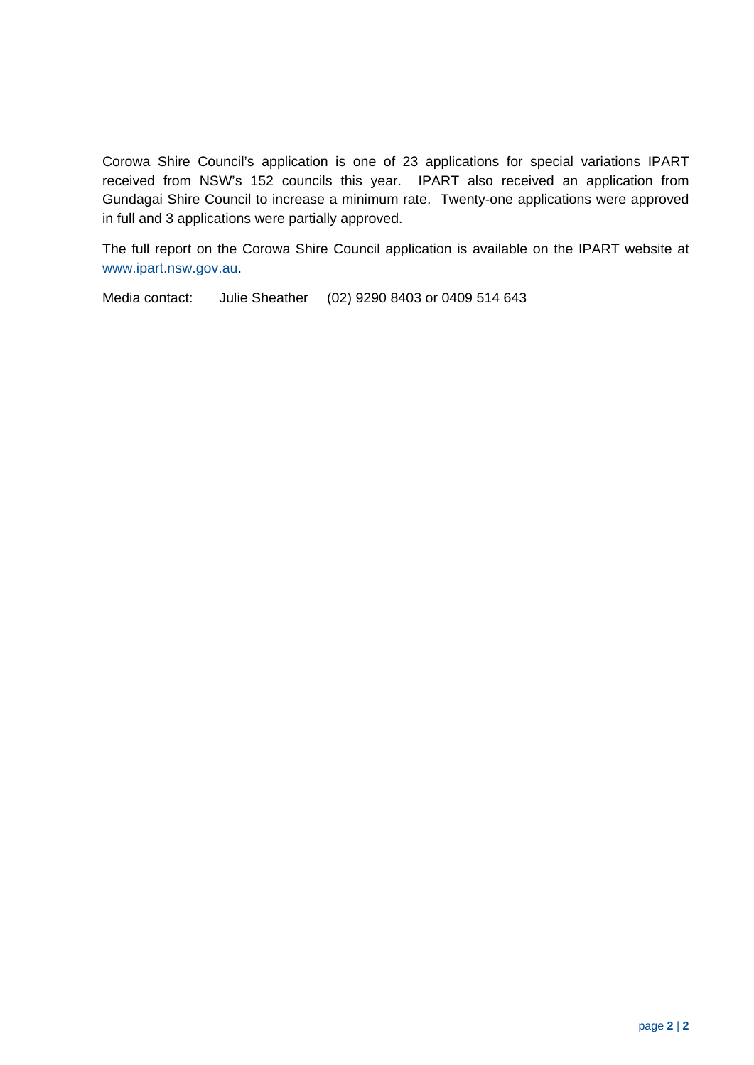Corowa Shire Council's application is one of 23 applications for special variations IPART received from NSW's 152 councils this year. IPART also received an application from Gundagai Shire Council to increase a minimum rate. Twenty-one applications were approved in full and 3 applications were partially approved.

The full report on the Corowa Shire Council application is available on the IPART website at www.ipart.nsw.gov.au.

Media contact: Julie Sheather (02) 9290 8403 or 0409 514 643